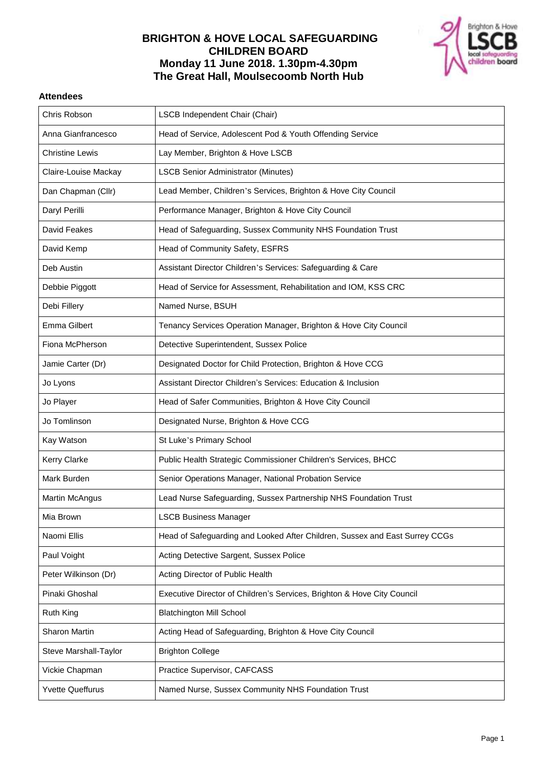# BRIGHTON & HOVE LOCAL SAFEGUARDING CHILDREN BOARD
## Monday 11 June 2018. 1.30pm-4.30pm
## The Great Hall, Moulsecoomb North Hub

**Attendees**

| Name | Role |
|---|---|
| Chris Robson | LSCB Independent Chair (Chair) |
| Anna Gianfrancesco | Head of Service, Adolescent Pod & Youth Offending Service |
| Christine Lewis | Lay Member, Brighton & Hove LSCB |
| Claire-Louise Mackay | LSCB Senior Administrator (Minutes) |
| Dan Chapman (Cllr) | Lead Member, Children's Services, Brighton & Hove City Council |
| Daryl Perilli | Performance Manager, Brighton & Hove City Council |
| David Feakes | Head of Safeguarding, Sussex Community NHS Foundation Trust |
| David Kemp | Head of Community Safety, ESFRS |
| Deb Austin | Assistant Director Children's Services: Safeguarding & Care |
| Debbie Piggott | Head of Service for Assessment, Rehabilitation and IOM, KSS CRC |
| Debi Fillery | Named Nurse, BSUH |
| Emma Gilbert | Tenancy Services Operation Manager, Brighton & Hove City Council |
| Fiona McPherson | Detective Superintendent, Sussex Police |
| Jamie Carter (Dr) | Designated Doctor for Child Protection, Brighton & Hove CCG |
| Jo Lyons | Assistant Director Children's Services: Education & Inclusion |
| Jo Player | Head of Safer Communities, Brighton & Hove City Council |
| Jo Tomlinson | Designated Nurse, Brighton & Hove CCG |
| Kay Watson | St Luke's Primary School |
| Kerry Clarke | Public Health Strategic Commissioner Children's Services, BHCC |
| Mark Burden | Senior Operations Manager, National Probation Service |
| Martin McAngus | Lead Nurse Safeguarding, Sussex Partnership NHS Foundation Trust |
| Mia Brown | LSCB Business Manager |
| Naomi Ellis | Head of Safeguarding and Looked After Children, Sussex and East Surrey CCGs |
| Paul Voight | Acting Detective Sargent, Sussex Police |
| Peter Wilkinson (Dr) | Acting Director of Public Health |
| Pinaki Ghoshal | Executive Director of Children's Services, Brighton & Hove City Council |
| Ruth King | Blatchington Mill School |
| Sharon Martin | Acting Head of Safeguarding, Brighton & Hove City Council |
| Steve Marshall-Taylor | Brighton College |
| Vickie Chapman | Practice Supervisor, CAFCASS |
| Yvette Queffurus | Named Nurse, Sussex Community NHS Foundation Trust |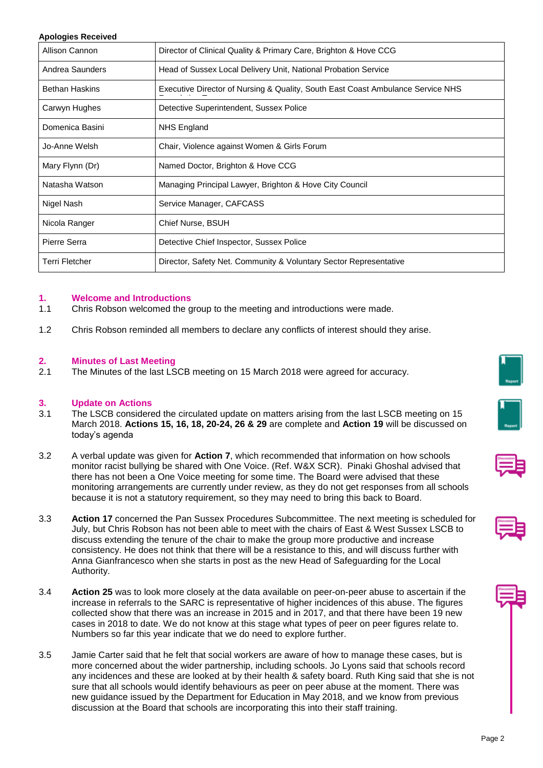**Apologies Received**

| | |
|---|---|
| Allison Cannon | Director of Clinical Quality & Primary Care, Brighton & Hove CCG |
| Andrea Saunders | Head of Sussex Local Delivery Unit, National Probation Service |
| Bethan Haskins | Executive Director of Nursing & Quality, South East Coast Ambulance Service NHS Foundation Trust |
| Carwyn Hughes | Detective Superintendent, Sussex Police |
| Domenica Basini | NHS England |
| Jo-Anne Welsh | Chair, Violence against Women & Girls Forum |
| Mary Flynn (Dr) | Named Doctor, Brighton & Hove CCG |
| Natasha Watson | Managing Principal Lawyer, Brighton & Hove City Council |
| Nigel Nash | Service Manager, CAFCASS |
| Nicola Ranger | Chief Nurse, BSUH |
| Pierre Serra | Detective Chief Inspector, Sussex Police |
| Terri Fletcher | Director, Safety Net. Community & Voluntary Sector Representative |

## 1. Welcome and Introductions

1.1 Chris Robson welcomed the group to the meeting and introductions were made.

1.2 Chris Robson reminded all members to declare any conflicts of interest should they arise.

## 2. Minutes of Last Meeting

2.1 The Minutes of the last LSCB meeting on 15 March 2018 were agreed for accuracy.

## 3. Update on Actions

3.1 The LSCB considered the circulated update on matters arising from the last LSCB meeting on 15 March 2018. **Actions 15, 16, 18, 20-24, 26 & 29** are complete and **Action 19** will be discussed on today's agenda

3.2 A verbal update was given for **Action 7**, which recommended that information on how schools monitor racist bullying be shared with One Voice. (Ref. W&X SCR). Pinaki Ghoshal advised that there has not been a One Voice meeting for some time. The Board were advised that these monitoring arrangements are currently under review, as they do not get responses from all schools because it is not a statutory requirement, so they may need to bring this back to Board.

3.3 **Action 17** concerned the Pan Sussex Procedures Subcommittee. The next meeting is scheduled for July, but Chris Robson has not been able to meet with the chairs of East & West Sussex LSCB to discuss extending the tenure of the chair to make the group more productive and increase consistency. He does not think that there will be a resistance to this, and will discuss further with Anna Gianfrancesco when she starts in post as the new Head of Safeguarding for the Local Authority.

3.4 **Action 25** was to look more closely at the data available on peer-on-peer abuse to ascertain if the increase in referrals to the SARC is representative of higher incidences of this abuse. The figures collected show that there was an increase in 2015 and in 2017, and that there have been 19 new cases in 2018 to date. We do not know at this stage what types of peer on peer figures relate to. Numbers so far this year indicate that we do need to explore further.

3.5 Jamie Carter said that he felt that social workers are aware of how to manage these cases, but is more concerned about the wider partnership, including schools. Jo Lyons said that schools record any incidences and these are looked at by their health & safety board. Ruth King said that she is not sure that all schools would identify behaviours as peer on peer abuse at the moment. There was new guidance issued by the Department for Education in May 2018, and we know from previous discussion at the Board that schools are incorporating this into their staff training.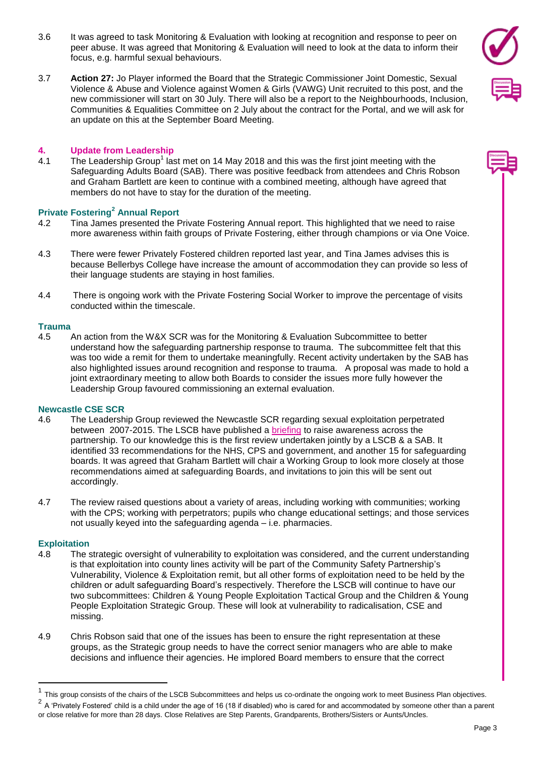3.6 It was agreed to task Monitoring & Evaluation with looking at recognition and response to peer on peer abuse. It was agreed that Monitoring & Evaluation will need to look at the data to inform their focus, e.g. harmful sexual behaviours.

3.7 **Action 27:** Jo Player informed the Board that the Strategic Commissioner Joint Domestic, Sexual Violence & Abuse and Violence against Women & Girls (VAWG) Unit recruited to this post, and the new commissioner will start on 30 July. There will also be a report to the Neighbourhoods, Inclusion, Communities & Equalities Committee on 2 July about the contract for the Portal, and we will ask for an update on this at the September Board Meeting.

## 4. Update from Leadership

4.1 The Leadership Group[1] last met on 14 May 2018 and this was the first joint meeting with the Safeguarding Adults Board (SAB). There was positive feedback from attendees and Chris Robson and Graham Bartlett are keen to continue with a combined meeting, although have agreed that members do not have to stay for the duration of the meeting.

### Private Fostering[2] Annual Report

4.2 Tina James presented the Private Fostering Annual report. This highlighted that we need to raise more awareness within faith groups of Private Fostering, either through champions or via One Voice.

4.3 There were fewer Privately Fostered children reported last year, and Tina James advises this is because Bellerbys College have increase the amount of accommodation they can provide so less of their language students are staying in host families.

4.4 There is ongoing work with the Private Fostering Social Worker to improve the percentage of visits conducted within the timescale.

### Trauma

4.5 An action from the W&X SCR was for the Monitoring & Evaluation Subcommittee to better understand how the safeguarding partnership response to trauma. The subcommittee felt that this was too wide a remit for them to undertake meaningfully. Recent activity undertaken by the SAB has also highlighted issues around recognition and response to trauma. A proposal was made to hold a joint extraordinary meeting to allow both Boards to consider the issues more fully however the Leadership Group favoured commissioning an external evaluation.

### Newcastle CSE SCR

4.6 The Leadership Group reviewed the Newcastle SCR regarding sexual exploitation perpetrated between 2007-2015. The LSCB have published a briefing to raise awareness across the partnership. To our knowledge this is the first review undertaken jointly by a LSCB & a SAB. It identified 33 recommendations for the NHS, CPS and government, and another 15 for safeguarding boards. It was agreed that Graham Bartlett will chair a Working Group to look more closely at those recommendations aimed at safeguarding Boards, and invitations to join this will be sent out accordingly.

4.7 The review raised questions about a variety of areas, including working with communities; working with the CPS; working with perpetrators; pupils who change educational settings; and those services not usually keyed into the safeguarding agenda – i.e. pharmacies.

### Exploitation

4.8 The strategic oversight of vulnerability to exploitation was considered, and the current understanding is that exploitation into county lines activity will be part of the Community Safety Partnership's Vulnerability, Violence & Exploitation remit, but all other forms of exploitation need to be held by the children or adult safeguarding Board's respectively. Therefore the LSCB will continue to have our two subcommittees: Children & Young People Exploitation Tactical Group and the Children & Young People Exploitation Strategic Group. These will look at vulnerability to radicalisation, CSE and missing.

4.9 Chris Robson said that one of the issues has been to ensure the right representation at these groups, as the Strategic group needs to have the correct senior managers who are able to make decisions and influence their agencies. He implored Board members to ensure that the correct

---

[1] This group consists of the chairs of the LSCB Subcommittees and helps us co-ordinate the ongoing work to meet Business Plan objectives.

[2] A 'Privately Fostered' child is a child under the age of 16 (18 if disabled) who is cared for and accommodated by someone other than a parent or close relative for more than 28 days. Close Relatives are Step Parents, Grandparents, Brothers/Sisters or Aunts/Uncles.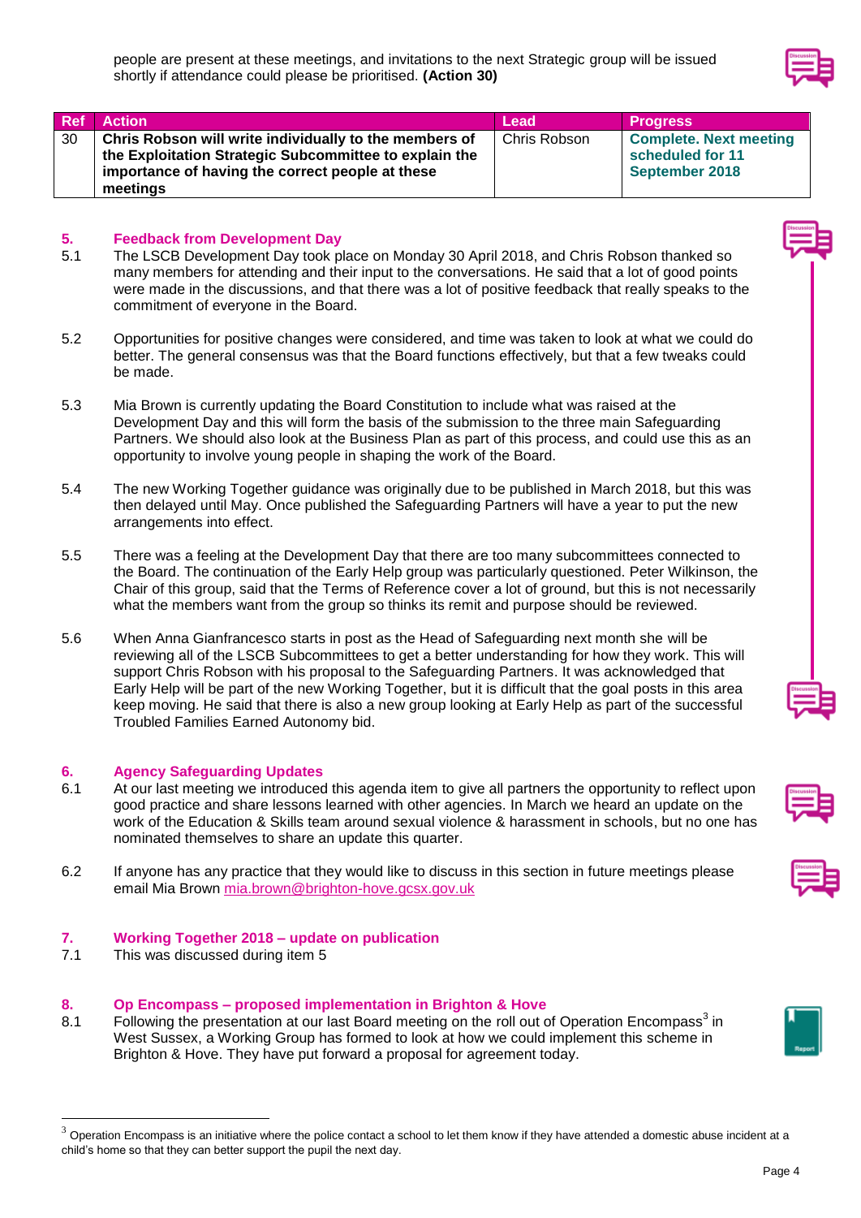people are present at these meetings, and invitations to the next Strategic group will be issued shortly if attendance could please be prioritised. **(Action 30)**

| Ref | Action | Lead | Progress |
|---|---|---|---|
| 30 | **Chris Robson will write individually to the members of the Exploitation Strategic Subcommittee to explain the importance of having the correct people at these meetings** | Chris Robson | **Complete. Next meeting scheduled for 11 September 2018** |

## 5. Feedback from Development Day

5.1 The LSCB Development Day took place on Monday 30 April 2018, and Chris Robson thanked so many members for attending and their input to the conversations. He said that a lot of good points were made in the discussions, and that there was a lot of positive feedback that really speaks to the commitment of everyone in the Board.

5.2 Opportunities for positive changes were considered, and time was taken to look at what we could do better. The general consensus was that the Board functions effectively, but that a few tweaks could be made.

5.3 Mia Brown is currently updating the Board Constitution to include what was raised at the Development Day and this will form the basis of the submission to the three main Safeguarding Partners. We should also look at the Business Plan as part of this process, and could use this as an opportunity to involve young people in shaping the work of the Board.

5.4 The new Working Together guidance was originally due to be published in March 2018, but this was then delayed until May. Once published the Safeguarding Partners will have a year to put the new arrangements into effect.

5.5 There was a feeling at the Development Day that there are too many subcommittees connected to the Board. The continuation of the Early Help group was particularly questioned. Peter Wilkinson, the Chair of this group, said that the Terms of Reference cover a lot of ground, but this is not necessarily what the members want from the group so thinks its remit and purpose should be reviewed.

5.6 When Anna Gianfrancesco starts in post as the Head of Safeguarding next month she will be reviewing all of the LSCB Subcommittees to get a better understanding for how they work. This will support Chris Robson with his proposal to the Safeguarding Partners. It was acknowledged that Early Help will be part of the new Working Together, but it is difficult that the goal posts in this area keep moving. He said that there is also a new group looking at Early Help as part of the successful Troubled Families Earned Autonomy bid.

## 6. Agency Safeguarding Updates

6.1 At our last meeting we introduced this agenda item to give all partners the opportunity to reflect upon good practice and share lessons learned with other agencies. In March we heard an update on the work of the Education & Skills team around sexual violence & harassment in schools, but no one has nominated themselves to share an update this quarter.

6.2 If anyone has any practice that they would like to discuss in this section in future meetings please email Mia Brown mia.brown@brighton-hove.gcsx.gov.uk

## 7. Working Together 2018 – update on publication

7.1 This was discussed during item 5

## 8. Op Encompass – proposed implementation in Brighton & Hove

8.1 Following the presentation at our last Board meeting on the roll out of Operation Encompass[3] in West Sussex, a Working Group has formed to look at how we could implement this scheme in Brighton & Hove. They have put forward a proposal for agreement today.

[3] Operation Encompass is an initiative where the police contact a school to let them know if they have attended a domestic abuse incident at a child's home so that they can better support the pupil the next day.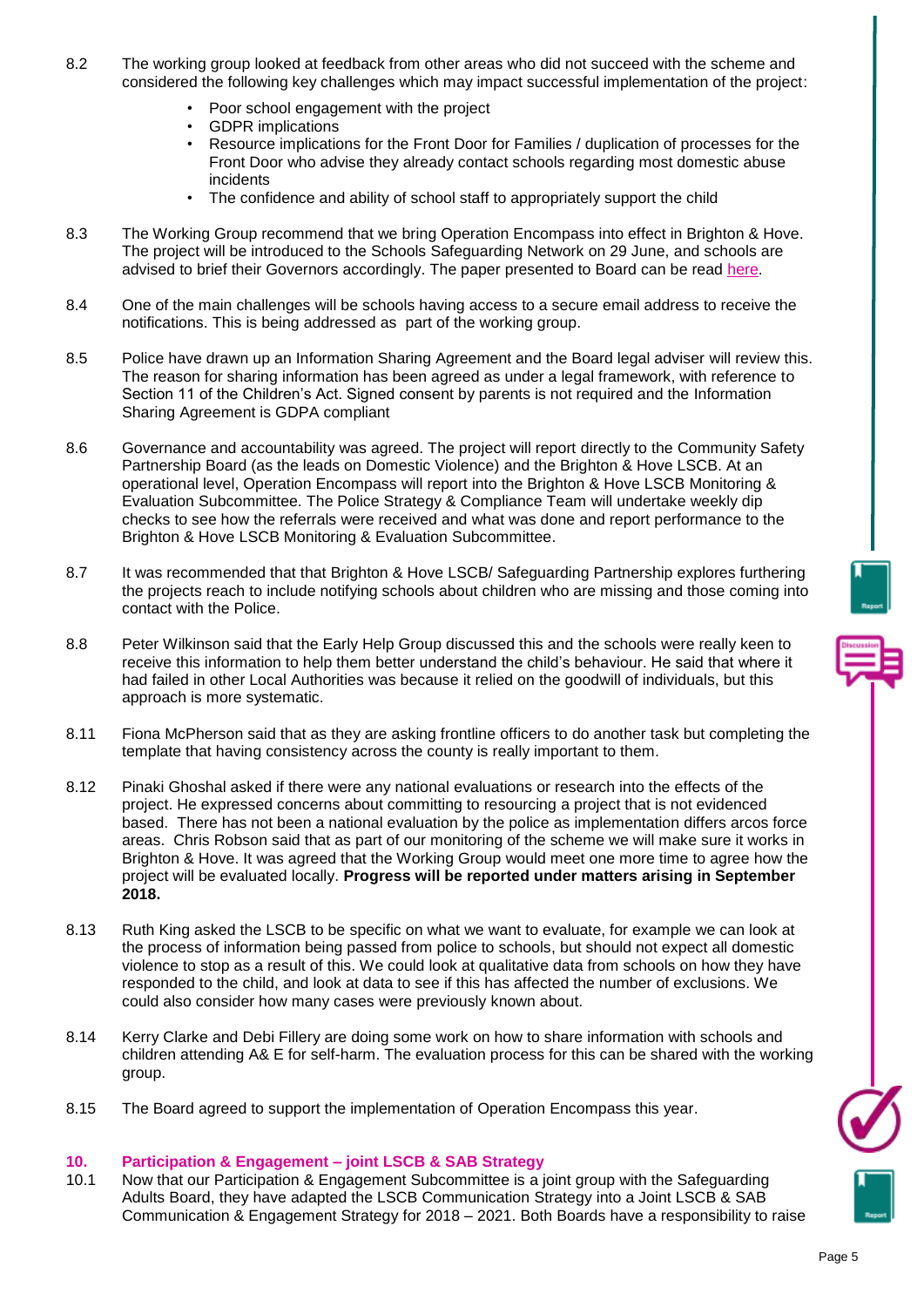8.2 The working group looked at feedback from other areas who did not succeed with the scheme and considered the following key challenges which may impact successful implementation of the project:

- Poor school engagement with the project
- GDPR implications
- Resource implications for the Front Door for Families / duplication of processes for the Front Door who advise they already contact schools regarding most domestic abuse incidents
- The confidence and ability of school staff to appropriately support the child

8.3 The Working Group recommend that we bring Operation Encompass into effect in Brighton & Hove. The project will be introduced to the Schools Safeguarding Network on 29 June, and schools are advised to brief their Governors accordingly. The paper presented to Board can be read here.

8.4 One of the main challenges will be schools having access to a secure email address to receive the notifications. This is being addressed as part of the working group.

8.5 Police have drawn up an Information Sharing Agreement and the Board legal adviser will review this. The reason for sharing information has been agreed as under a legal framework, with reference to Section 11 of the Children's Act. Signed consent by parents is not required and the Information Sharing Agreement is GDPA compliant

8.6 Governance and accountability was agreed. The project will report directly to the Community Safety Partnership Board (as the leads on Domestic Violence) and the Brighton & Hove LSCB. At an operational level, Operation Encompass will report into the Brighton & Hove LSCB Monitoring & Evaluation Subcommittee. The Police Strategy & Compliance Team will undertake weekly dip checks to see how the referrals were received and what was done and report performance to the Brighton & Hove LSCB Monitoring & Evaluation Subcommittee.

8.7 It was recommended that that Brighton & Hove LSCB/ Safeguarding Partnership explores furthering the projects reach to include notifying schools about children who are missing and those coming into contact with the Police.

8.8 Peter Wilkinson said that the Early Help Group discussed this and the schools were really keen to receive this information to help them better understand the child's behaviour. He said that where it had failed in other Local Authorities was because it relied on the goodwill of individuals, but this approach is more systematic.

8.11 Fiona McPherson said that as they are asking frontline officers to do another task but completing the template that having consistency across the county is really important to them.

8.12 Pinaki Ghoshal asked if there were any national evaluations or research into the effects of the project. He expressed concerns about committing to resourcing a project that is not evidenced based. There has not been a national evaluation by the police as implementation differs arcos force areas. Chris Robson said that as part of our monitoring of the scheme we will make sure it works in Brighton & Hove. It was agreed that the Working Group would meet one more time to agree how the project will be evaluated locally. **Progress will be reported under matters arising in September 2018.**

8.13 Ruth King asked the LSCB to be specific on what we want to evaluate, for example we can look at the process of information being passed from police to schools, but should not expect all domestic violence to stop as a result of this. We could look at qualitative data from schools on how they have responded to the child, and look at data to see if this has affected the number of exclusions. We could also consider how many cases were previously known about.

8.14 Kerry Clarke and Debi Fillery are doing some work on how to share information with schools and children attending A& E for self-harm. The evaluation process for this can be shared with the working group.

8.15 The Board agreed to support the implementation of Operation Encompass this year.

## 10. Participation & Engagement – joint LSCB & SAB Strategy

10.1 Now that our Participation & Engagement Subcommittee is a joint group with the Safeguarding Adults Board, they have adapted the LSCB Communication Strategy into a Joint LSCB & SAB Communication & Engagement Strategy for 2018 – 2021. Both Boards have a responsibility to raise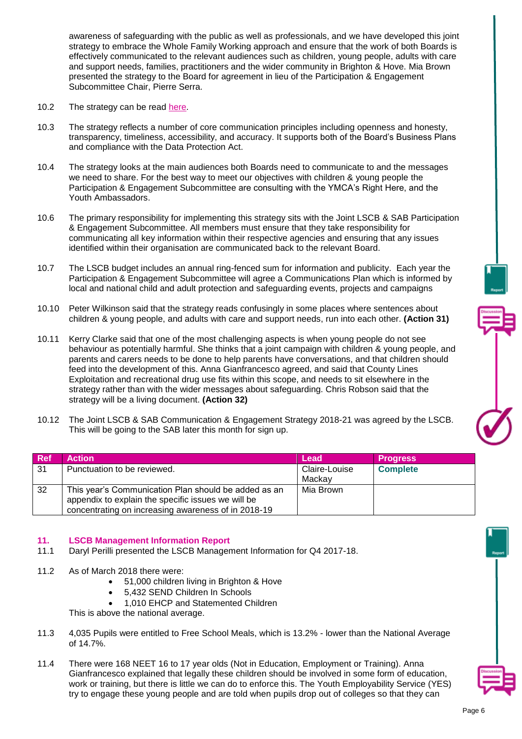awareness of safeguarding with the public as well as professionals, and we have developed this joint strategy to embrace the Whole Family Working approach and ensure that the work of both Boards is effectively communicated to the relevant audiences such as children, young people, adults with care and support needs, families, practitioners and the wider community in Brighton & Hove. Mia Brown presented the strategy to the Board for agreement in lieu of the Participation & Engagement Subcommittee Chair, Pierre Serra.

10.2 The strategy can be read here.

10.3 The strategy reflects a number of core communication principles including openness and honesty, transparency, timeliness, accessibility, and accuracy. It supports both of the Board's Business Plans and compliance with the Data Protection Act.

10.4 The strategy looks at the main audiences both Boards need to communicate to and the messages we need to share. For the best way to meet our objectives with children & young people the Participation & Engagement Subcommittee are consulting with the YMCA's Right Here, and the Youth Ambassadors.

10.6 The primary responsibility for implementing this strategy sits with the Joint LSCB & SAB Participation & Engagement Subcommittee. All members must ensure that they take responsibility for communicating all key information within their respective agencies and ensuring that any issues identified within their organisation are communicated back to the relevant Board.

10.7 The LSCB budget includes an annual ring-fenced sum for information and publicity. Each year the Participation & Engagement Subcommittee will agree a Communications Plan which is informed by local and national child and adult protection and safeguarding events, projects and campaigns

10.10 Peter Wilkinson said that the strategy reads confusingly in some places where sentences about children & young people, and adults with care and support needs, run into each other. **(Action 31)**

10.11 Kerry Clarke said that one of the most challenging aspects is when young people do not see behaviour as potentially harmful. She thinks that a joint campaign with children & young people, and parents and carers needs to be done to help parents have conversations, and that children should feed into the development of this. Anna Gianfrancesco agreed, and said that County Lines Exploitation and recreational drug use fits within this scope, and needs to sit elsewhere in the strategy rather than with the wider messages about safeguarding. Chris Robson said that the strategy will be a living document. **(Action 32)**

10.12 The Joint LSCB & SAB Communication & Engagement Strategy 2018-21 was agreed by the LSCB. This will be going to the SAB later this month for sign up.

| Ref | Action | Lead | Progress |
|---|---|---|---|
| 31 | Punctuation to be reviewed. | Claire-Louise Mackay | **Complete** |
| 32 | This year's Communication Plan should be added as an appendix to explain the specific issues we will be concentrating on increasing awareness of in 2018-19 | Mia Brown | |

## 11. LSCB Management Information Report

11.1 Daryl Perilli presented the LSCB Management Information for Q4 2017-18.

11.2 As of March 2018 there were:
- 51,000 children living in Brighton & Hove
- 5,432 SEND Children In Schools
- 1,010 EHCP and Statemented Children

This is above the national average.

11.3 4,035 Pupils were entitled to Free School Meals, which is 13.2% - lower than the National Average of 14.7%.

11.4 There were 168 NEET 16 to 17 year olds (Not in Education, Employment or Training). Anna Gianfrancesco explained that legally these children should be involved in some form of education, work or training, but there is little we can do to enforce this. The Youth Employability Service (YES) try to engage these young people and are told when pupils drop out of colleges so that they can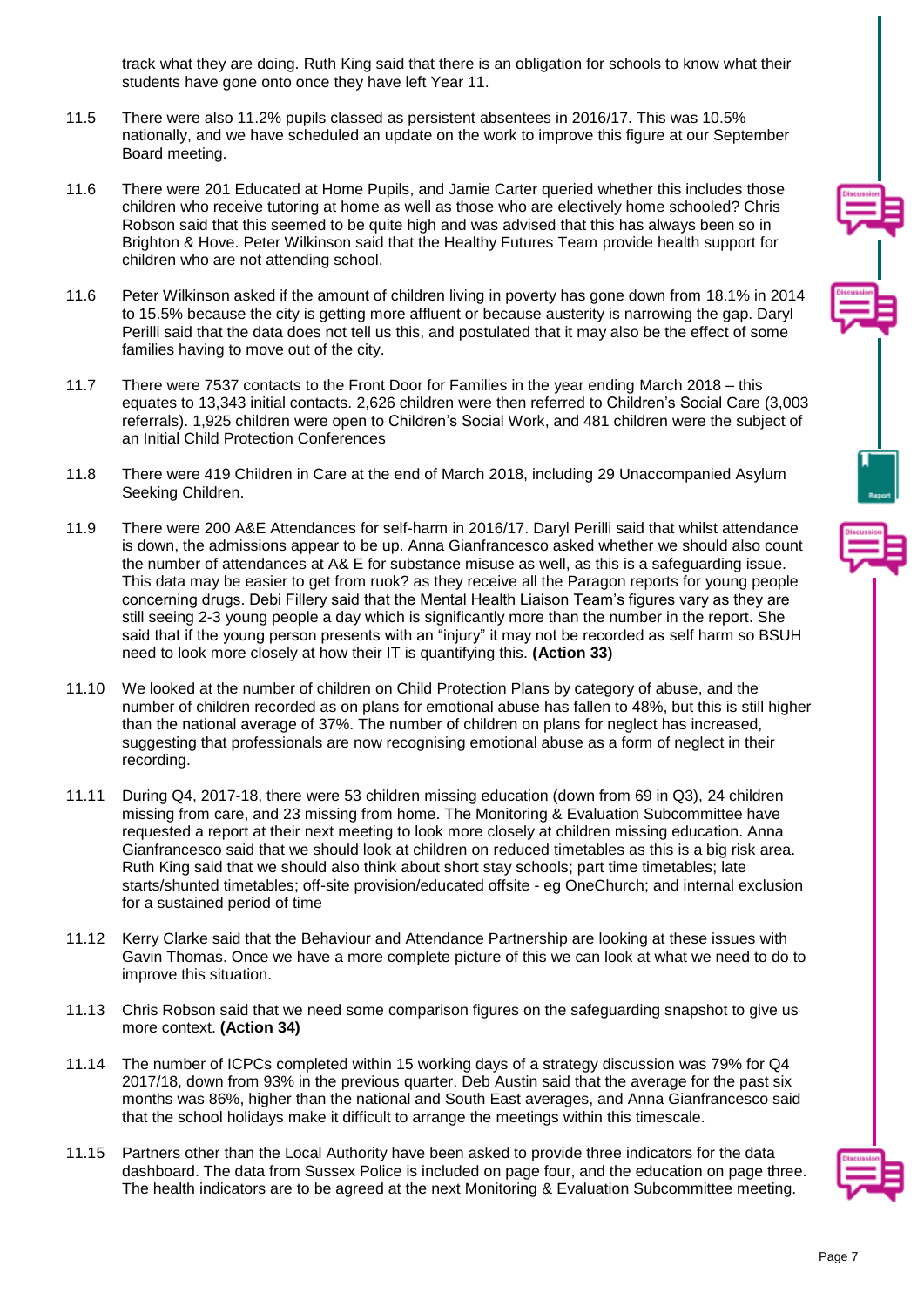track what they are doing. Ruth King said that there is an obligation for schools to know what their students have gone onto once they have left Year 11.

11.5 There were also 11.2% pupils classed as persistent absentees in 2016/17. This was 10.5% nationally, and we have scheduled an update on the work to improve this figure at our September Board meeting.

11.6 There were 201 Educated at Home Pupils, and Jamie Carter queried whether this includes those children who receive tutoring at home as well as those who are electively home schooled? Chris Robson said that this seemed to be quite high and was advised that this has always been so in Brighton & Hove. Peter Wilkinson said that the Healthy Futures Team provide health support for children who are not attending school.

11.6 Peter Wilkinson asked if the amount of children living in poverty has gone down from 18.1% in 2014 to 15.5% because the city is getting more affluent or because austerity is narrowing the gap. Daryl Perilli said that the data does not tell us this, and postulated that it may also be the effect of some families having to move out of the city.

11.7 There were 7537 contacts to the Front Door for Families in the year ending March 2018 – this equates to 13,343 initial contacts. 2,626 children were then referred to Children's Social Care (3,003 referrals). 1,925 children were open to Children's Social Work, and 481 children were the subject of an Initial Child Protection Conferences

11.8 There were 419 Children in Care at the end of March 2018, including 29 Unaccompanied Asylum Seeking Children.

11.9 There were 200 A&E Attendances for self-harm in 2016/17. Daryl Perilli said that whilst attendance is down, the admissions appear to be up. Anna Gianfrancesco asked whether we should also count the number of attendances at A& E for substance misuse as well, as this is a safeguarding issue. This data may be easier to get from ruok? as they receive all the Paragon reports for young people concerning drugs. Debi Fillery said that the Mental Health Liaison Team's figures vary as they are still seeing 2-3 young people a day which is significantly more than the number in the report. She said that if the young person presents with an "injury" it may not be recorded as self harm so BSUH need to look more closely at how their IT is quantifying this. **(Action 33)**

11.10 We looked at the number of children on Child Protection Plans by category of abuse, and the number of children recorded as on plans for emotional abuse has fallen to 48%, but this is still higher than the national average of 37%. The number of children on plans for neglect has increased, suggesting that professionals are now recognising emotional abuse as a form of neglect in their recording.

11.11 During Q4, 2017-18, there were 53 children missing education (down from 69 in Q3), 24 children missing from care, and 23 missing from home. The Monitoring & Evaluation Subcommittee have requested a report at their next meeting to look more closely at children missing education. Anna Gianfrancesco said that we should look at children on reduced timetables as this is a big risk area. Ruth King said that we should also think about short stay schools; part time timetables; late starts/shunted timetables; off-site provision/educated offsite - eg OneChurch; and internal exclusion for a sustained period of time

11.12 Kerry Clarke said that the Behaviour and Attendance Partnership are looking at these issues with Gavin Thomas. Once we have a more complete picture of this we can look at what we need to do to improve this situation.

11.13 Chris Robson said that we need some comparison figures on the safeguarding snapshot to give us more context. **(Action 34)**

11.14 The number of ICPCs completed within 15 working days of a strategy discussion was 79% for Q4 2017/18, down from 93% in the previous quarter. Deb Austin said that the average for the past six months was 86%, higher than the national and South East averages, and Anna Gianfrancesco said that the school holidays make it difficult to arrange the meetings within this timescale.

11.15 Partners other than the Local Authority have been asked to provide three indicators for the data dashboard. The data from Sussex Police is included on page four, and the education on page three. The health indicators are to be agreed at the next Monitoring & Evaluation Subcommittee meeting.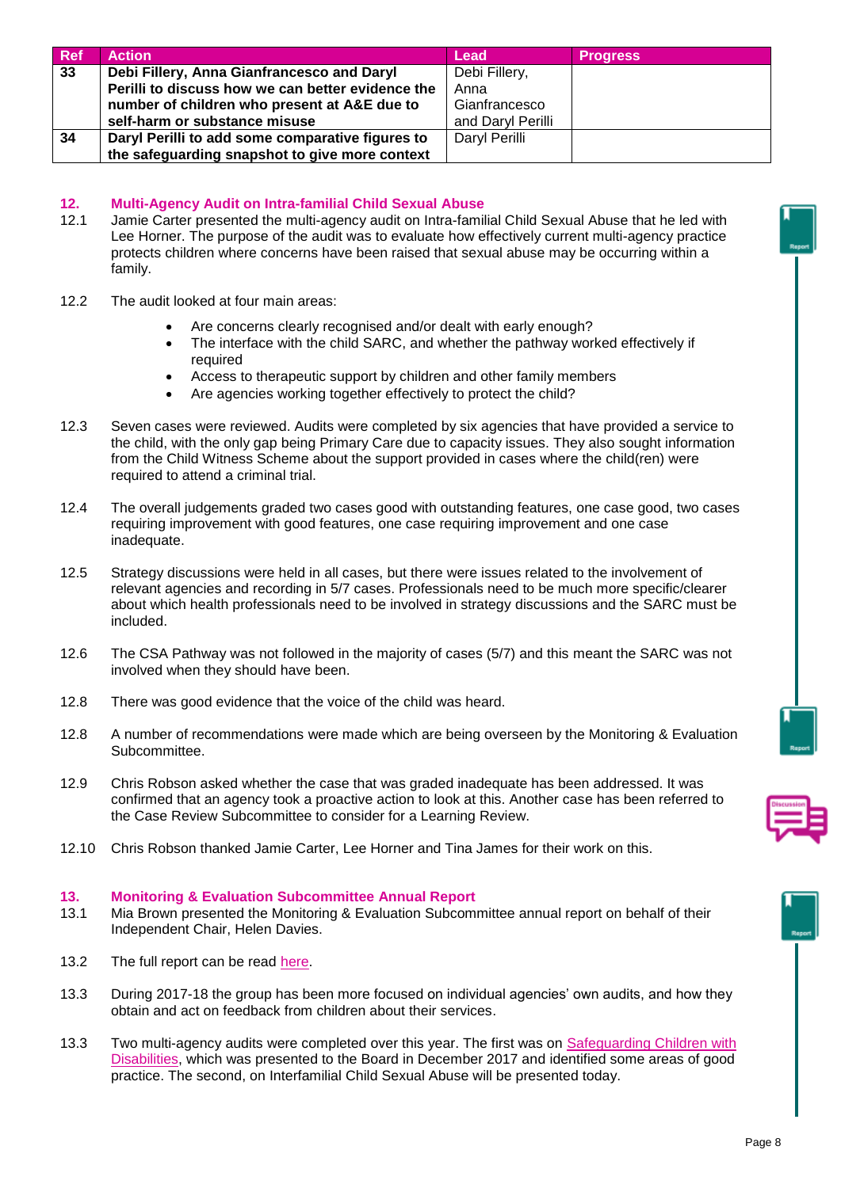| Ref | Action | Lead | Progress |
|---|---|---|---|
| 33 | **Debi Fillery, Anna Gianfrancesco and Daryl Perilli to discuss how we can better evidence the number of children who present at A&E due to self-harm or substance misuse** | Debi Fillery, Anna Gianfrancesco and Daryl Perilli | |
| 34 | **Daryl Perilli to add some comparative figures to the safeguarding snapshot to give more context** | Daryl Perilli | |

## 12. Multi-Agency Audit on Intra-familial Child Sexual Abuse

12.1 Jamie Carter presented the multi-agency audit on Intra-familial Child Sexual Abuse that he led with Lee Horner. The purpose of the audit was to evaluate how effectively current multi-agency practice protects children where concerns have been raised that sexual abuse may be occurring within a family.

12.2 The audit looked at four main areas:

- Are concerns clearly recognised and/or dealt with early enough?
- The interface with the child SARC, and whether the pathway worked effectively if required
- Access to therapeutic support by children and other family members
- Are agencies working together effectively to protect the child?

12.3 Seven cases were reviewed. Audits were completed by six agencies that have provided a service to the child, with the only gap being Primary Care due to capacity issues. They also sought information from the Child Witness Scheme about the support provided in cases where the child(ren) were required to attend a criminal trial.

12.4 The overall judgements graded two cases good with outstanding features, one case good, two cases requiring improvement with good features, one case requiring improvement and one case inadequate.

12.5 Strategy discussions were held in all cases, but there were issues related to the involvement of relevant agencies and recording in 5/7 cases. Professionals need to be much more specific/clearer about which health professionals need to be involved in strategy discussions and the SARC must be included.

12.6 The CSA Pathway was not followed in the majority of cases (5/7) and this meant the SARC was not involved when they should have been.

12.8 There was good evidence that the voice of the child was heard.

12.8 A number of recommendations were made which are being overseen by the Monitoring & Evaluation Subcommittee.

12.9 Chris Robson asked whether the case that was graded inadequate has been addressed. It was confirmed that an agency took a proactive action to look at this. Another case has been referred to the Case Review Subcommittee to consider for a Learning Review.

12.10 Chris Robson thanked Jamie Carter, Lee Horner and Tina James for their work on this.

## 13. Monitoring & Evaluation Subcommittee Annual Report

13.1 Mia Brown presented the Monitoring & Evaluation Subcommittee annual report on behalf of their Independent Chair, Helen Davies.

13.2 The full report can be read here.

13.3 During 2017-18 the group has been more focused on individual agencies' own audits, and how they obtain and act on feedback from children about their services.

13.3 Two multi-agency audits were completed over this year. The first was on Safeguarding Children with Disabilities, which was presented to the Board in December 2017 and identified some areas of good practice. The second, on Interfamilial Child Sexual Abuse will be presented today.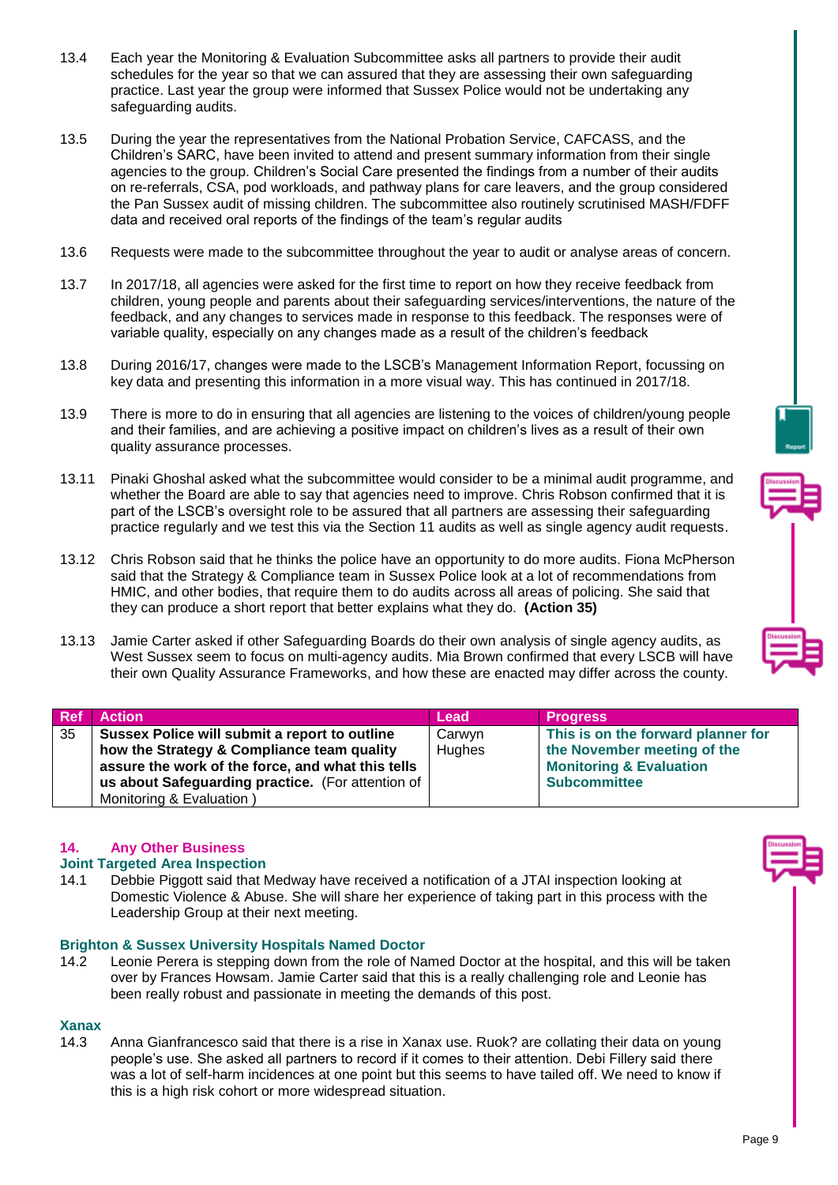13.4 Each year the Monitoring & Evaluation Subcommittee asks all partners to provide their audit schedules for the year so that we can assured that they are assessing their own safeguarding practice. Last year the group were informed that Sussex Police would not be undertaking any safeguarding audits.

13.5 During the year the representatives from the National Probation Service, CAFCASS, and the Children's SARC, have been invited to attend and present summary information from their single agencies to the group. Children's Social Care presented the findings from a number of their audits on re-referrals, CSA, pod workloads, and pathway plans for care leavers, and the group considered the Pan Sussex audit of missing children. The subcommittee also routinely scrutinised MASH/FDFF data and received oral reports of the findings of the team's regular audits

13.6 Requests were made to the subcommittee throughout the year to audit or analyse areas of concern.

13.7 In 2017/18, all agencies were asked for the first time to report on how they receive feedback from children, young people and parents about their safeguarding services/interventions, the nature of the feedback, and any changes to services made in response to this feedback. The responses were of variable quality, especially on any changes made as a result of the children's feedback

13.8 During 2016/17, changes were made to the LSCB's Management Information Report, focussing on key data and presenting this information in a more visual way. This has continued in 2017/18.

13.9 There is more to do in ensuring that all agencies are listening to the voices of children/young people and their families, and are achieving a positive impact on children's lives as a result of their own quality assurance processes.

13.11 Pinaki Ghoshal asked what the subcommittee would consider to be a minimal audit programme, and whether the Board are able to say that agencies need to improve. Chris Robson confirmed that it is part of the LSCB's oversight role to be assured that all partners are assessing their safeguarding practice regularly and we test this via the Section 11 audits as well as single agency audit requests.

13.12 Chris Robson said that he thinks the police have an opportunity to do more audits. Fiona McPherson said that the Strategy & Compliance team in Sussex Police look at a lot of recommendations from HMIC, and other bodies, that require them to do audits across all areas of policing. She said that they can produce a short report that better explains what they do. **(Action 35)**

13.13 Jamie Carter asked if other Safeguarding Boards do their own analysis of single agency audits, as West Sussex seem to focus on multi-agency audits. Mia Brown confirmed that every LSCB will have their own Quality Assurance Frameworks, and how these are enacted may differ across the county.

| Ref | Action | Lead | Progress |
|---|---|---|---|
| 35 | **Sussex Police will submit a report to outline how the Strategy & Compliance team quality assure the work of the force, and what this tells us about Safeguarding practice.** (For attention of Monitoring & Evaluation ) | Carwyn Hughes | **This is on the forward planner for the November meeting of the Monitoring & Evaluation Subcommittee** |

## 14. Any Other Business

### Joint Targeted Area Inspection

14.1 Debbie Piggott said that Medway have received a notification of a JTAI inspection looking at Domestic Violence & Abuse. She will share her experience of taking part in this process with the Leadership Group at their next meeting.

### Brighton & Sussex University Hospitals Named Doctor

14.2 Leonie Perera is stepping down from the role of Named Doctor at the hospital, and this will be taken over by Frances Howsam. Jamie Carter said that this is a really challenging role and Leonie has been really robust and passionate in meeting the demands of this post.

### Xanax

14.3 Anna Gianfrancesco said that there is a rise in Xanax use. Ruok? are collating their data on young people's use. She asked all partners to record if it comes to their attention. Debi Fillery said there was a lot of self-harm incidences at one point but this seems to have tailed off. We need to know if this is a high risk cohort or more widespread situation.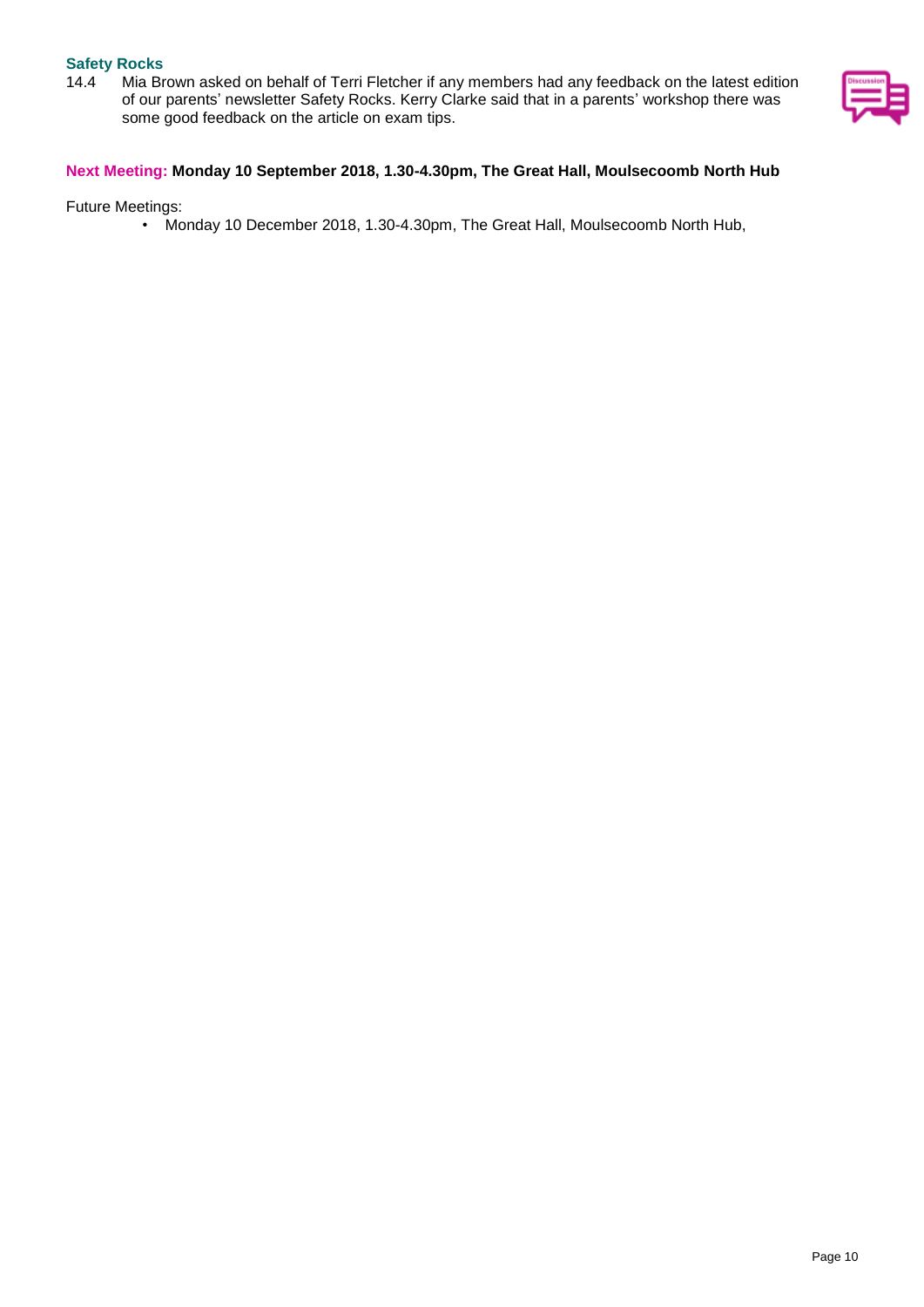### Safety Rocks

14.4 Mia Brown asked on behalf of Terri Fletcher if any members had any feedback on the latest edition of our parents' newsletter Safety Rocks. Kerry Clarke said that in a parents' workshop there was some good feedback on the article on exam tips.

**Next Meeting: Monday 10 September 2018, 1.30-4.30pm, The Great Hall, Moulsecoomb North Hub**

Future Meetings:

- Monday 10 December 2018, 1.30-4.30pm, The Great Hall, Moulsecoomb North Hub,